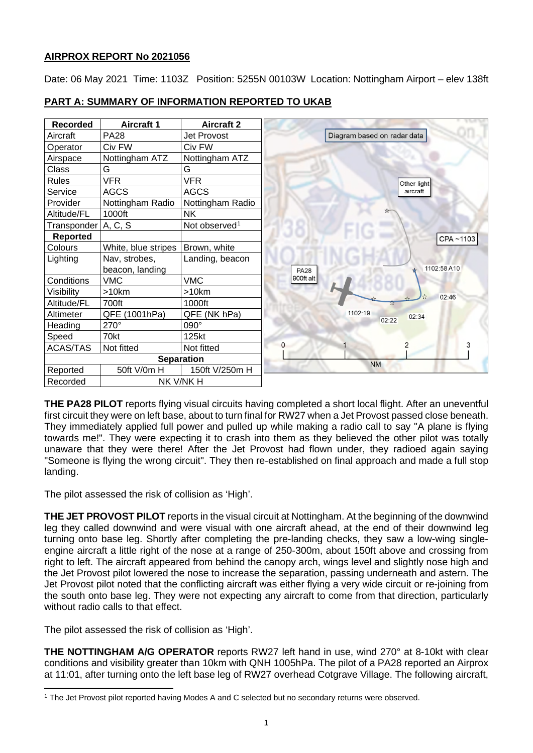## AIRPROX REPORT No 2021056

Date: 06 May 2021 Time: 1103Z Position: 5255N 00103W Location: Nottingham Airport – elev 138ft

## PART A: SUMMARY OF INFORMATION REPORTED TO UKAB

| Recorded | Aircraft 1 | Aircraft 2 |
| --- | --- | --- |
| Aircraft | PA28 | Jet Provost |
| Operator | Civ FW | Civ FW |
| Airspace | Nottingham ATZ | Nottingham ATZ |
| Class | G | G |
| Rules | VFR | VFR |
| Service | AGCS | AGCS |
| Provider | Nottingham Radio | Nottingham Radio |
| Altitude/FL | 1000ft | NK |
| Transponder | A, C, S | Not observed[1] |
| **Reported** | | |
| Colours | White, blue stripes | Brown, white |
| Lighting | Nav, strobes, beacon, landing | Landing, beacon |
| Conditions | VMC | VMC |
| Visibility | >10km | >10km |
| Altitude/FL | 700ft | 1000ft |
| Altimeter | QFE (1001hPa) | QFE (NK hPa) |
| Heading | 270° | 090° |
| Speed | 70kt | 125kt |
| ACAS/TAS | Not fitted | Not fitted |
| **Separation** | | |
| Reported | 50ft V/0m H | 150ft V/250m H |
| Recorded | NK V/NK H | |

Diagram based on radar data

**THE PA28 PILOT** reports flying visual circuits having completed a short local flight. After an uneventful first circuit they were on left base, about to turn final for RW27 when a Jet Provost passed close beneath. They immediately applied full power and pulled up while making a radio call to say "A plane is flying towards me!". They were expecting it to crash into them as they believed the other pilot was totally unaware that they were there! After the Jet Provost had flown under, they radioed again saying "Someone is flying the wrong circuit". They then re-established on final approach and made a full stop landing.

The pilot assessed the risk of collision as 'High'.

**THE JET PROVOST PILOT** reports in the visual circuit at Nottingham. At the beginning of the downwind leg they called downwind and were visual with one aircraft ahead, at the end of their downwind leg turning onto base leg. Shortly after completing the pre-landing checks, they saw a low-wing single-engine aircraft a little right of the nose at a range of 250-300m, about 150ft above and crossing from right to left. The aircraft appeared from behind the canopy arch, wings level and slightly nose high and the Jet Provost pilot lowered the nose to increase the separation, passing underneath and astern. The Jet Provost pilot noted that the conflicting aircraft was either flying a very wide circuit or re-joining from the south onto base leg. They were not expecting any aircraft to come from that direction, particularly without radio calls to that effect.

The pilot assessed the risk of collision as 'High'.

**THE NOTTINGHAM A/G OPERATOR** reports RW27 left hand in use, wind 270° at 8-10kt with clear conditions and visibility greater than 10km with QNH 1005hPa. The pilot of a PA28 reported an Airprox at 11:01, after turning onto the left base leg of RW27 overhead Cotgrave Village. The following aircraft,

[1] The Jet Provost pilot reported having Modes A and C selected but no secondary returns were observed.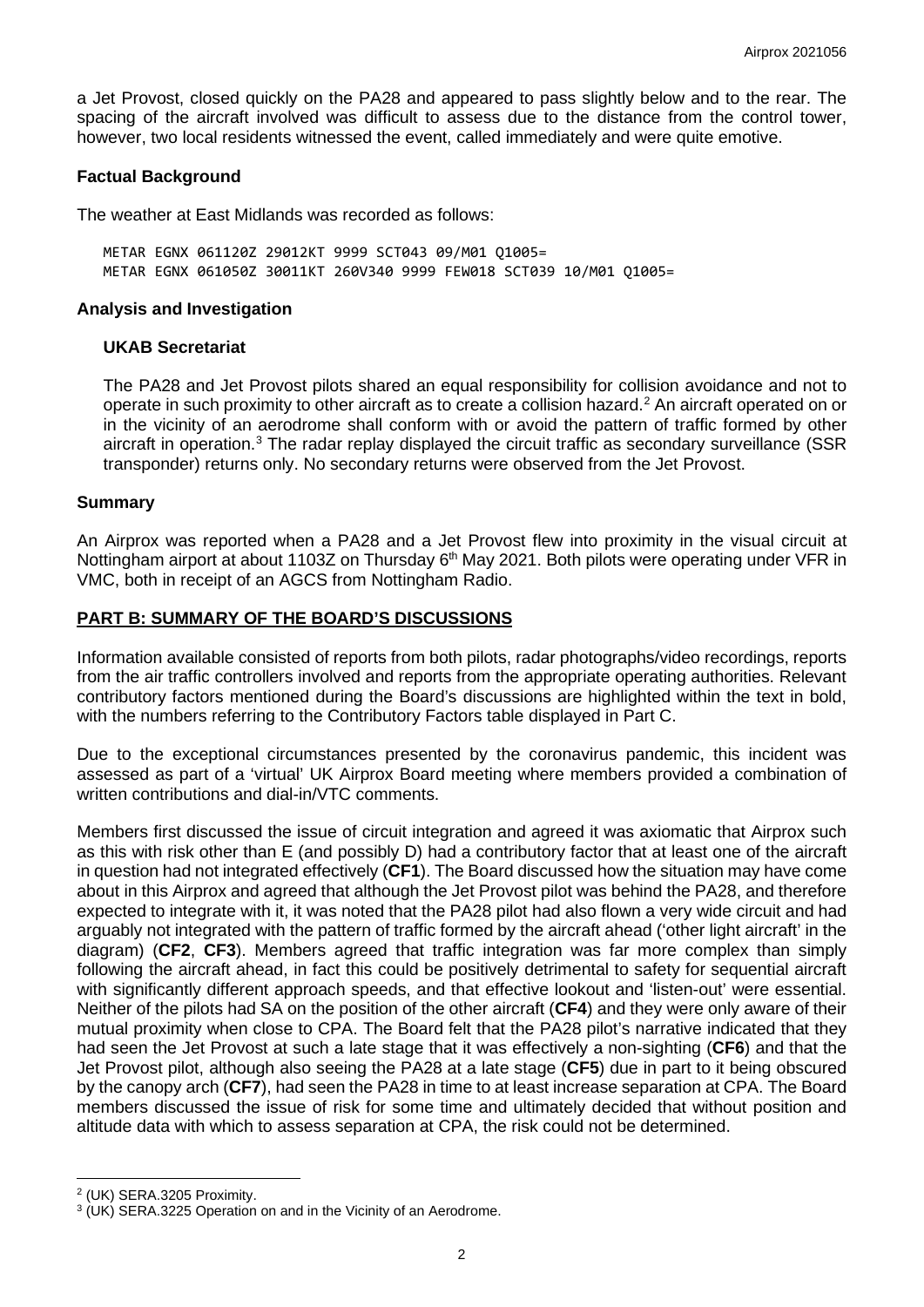a Jet Provost, closed quickly on the PA28 and appeared to pass slightly below and to the rear. The spacing of the aircraft involved was difficult to assess due to the distance from the control tower, however, two local residents witnessed the event, called immediately and were quite emotive.

### Factual Background

The weather at East Midlands was recorded as follows:

```
METAR EGNX 061120Z 29012KT 9999 SCT043 09/M01 Q1005=
METAR EGNX 061050Z 30011KT 260V340 9999 FEW018 SCT039 10/M01 Q1005=
```

### Analysis and Investigation

#### UKAB Secretariat

The PA28 and Jet Provost pilots shared an equal responsibility for collision avoidance and not to operate in such proximity to other aircraft as to create a collision hazard.[2] An aircraft operated on or in the vicinity of an aerodrome shall conform with or avoid the pattern of traffic formed by other aircraft in operation.[3] The radar replay displayed the circuit traffic as secondary surveillance (SSR transponder) returns only. No secondary returns were observed from the Jet Provost.

### Summary

An Airprox was reported when a PA28 and a Jet Provost flew into proximity in the visual circuit at Nottingham airport at about 1103Z on Thursday 6th May 2021. Both pilots were operating under VFR in VMC, both in receipt of an AGCS from Nottingham Radio.

## PART B: SUMMARY OF THE BOARD'S DISCUSSIONS

Information available consisted of reports from both pilots, radar photographs/video recordings, reports from the air traffic controllers involved and reports from the appropriate operating authorities. Relevant contributory factors mentioned during the Board's discussions are highlighted within the text in bold, with the numbers referring to the Contributory Factors table displayed in Part C.

Due to the exceptional circumstances presented by the coronavirus pandemic, this incident was assessed as part of a 'virtual' UK Airprox Board meeting where members provided a combination of written contributions and dial-in/VTC comments.

Members first discussed the issue of circuit integration and agreed it was axiomatic that Airprox such as this with risk other than E (and possibly D) had a contributory factor that at least one of the aircraft in question had not integrated effectively (**CF1**). The Board discussed how the situation may have come about in this Airprox and agreed that although the Jet Provost pilot was behind the PA28, and therefore expected to integrate with it, it was noted that the PA28 pilot had also flown a very wide circuit and had arguably not integrated with the pattern of traffic formed by the aircraft ahead ('other light aircraft' in the diagram) (**CF2**, **CF3**). Members agreed that traffic integration was far more complex than simply following the aircraft ahead, in fact this could be positively detrimental to safety for sequential aircraft with significantly different approach speeds, and that effective lookout and 'listen-out' were essential. Neither of the pilots had SA on the position of the other aircraft (**CF4**) and they were only aware of their mutual proximity when close to CPA. The Board felt that the PA28 pilot's narrative indicated that they had seen the Jet Provost at such a late stage that it was effectively a non-sighting (**CF6**) and that the Jet Provost pilot, although also seeing the PA28 at a late stage (**CF5**) due in part to it being obscured by the canopy arch (**CF7**), had seen the PA28 in time to at least increase separation at CPA. The Board members discussed the issue of risk for some time and ultimately decided that without position and altitude data with which to assess separation at CPA, the risk could not be determined.

---

[2] (UK) SERA.3205 Proximity.

[3] (UK) SERA.3225 Operation on and in the Vicinity of an Aerodrome.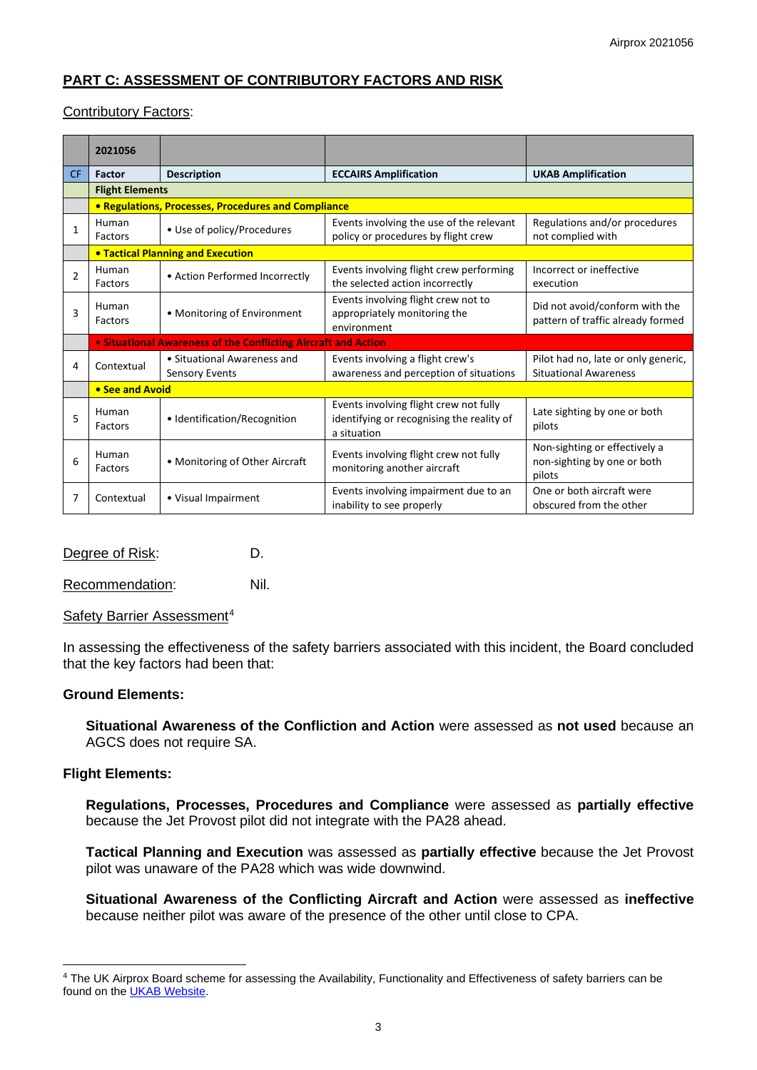## PART C: ASSESSMENT OF CONTRIBUTORY FACTORS AND RISK

Contributory Factors:

| | 2021056 | | | |
|---|---|---|---|---|
| CF | Factor | Description | ECCAIRS Amplification | UKAB Amplification |
| | **Flight Elements** | | | |
| | **• Regulations, Processes, Procedures and Compliance** | | | |
| 1 | Human Factors | • Use of policy/Procedures | Events involving the use of the relevant policy or procedures by flight crew | Regulations and/or procedures not complied with |
| | **• Tactical Planning and Execution** | | | |
| 2 | Human Factors | • Action Performed Incorrectly | Events involving flight crew performing the selected action incorrectly | Incorrect or ineffective execution |
| 3 | Human Factors | • Monitoring of Environment | Events involving flight crew not to appropriately monitoring the environment | Did not avoid/conform with the pattern of traffic already formed |
| | **• Situational Awareness of the Conflicting Aircraft and Action** | | | |
| 4 | Contextual | • Situational Awareness and Sensory Events | Events involving a flight crew's awareness and perception of situations | Pilot had no, late or only generic, Situational Awareness |
| | **• See and Avoid** | | | |
| 5 | Human Factors | • Identification/Recognition | Events involving flight crew not fully identifying or recognising the reality of a situation | Late sighting by one or both pilots |
| 6 | Human Factors | • Monitoring of Other Aircraft | Events involving flight crew not fully monitoring another aircraft | Non-sighting or effectively a non-sighting by one or both pilots |
| 7 | Contextual | • Visual Impairment | Events involving impairment due to an inability to see properly | One or both aircraft were obscured from the other |

Degree of Risk: D.

Recommendation: Nil.

Safety Barrier Assessment[4]

In assessing the effectiveness of the safety barriers associated with this incident, the Board concluded that the key factors had been that:

**Ground Elements:**

**Situational Awareness of the Confliction and Action** were assessed as **not used** because an AGCS does not require SA.

**Flight Elements:**

**Regulations, Processes, Procedures and Compliance** were assessed as **partially effective** because the Jet Provost pilot did not integrate with the PA28 ahead.

**Tactical Planning and Execution** was assessed as **partially effective** because the Jet Provost pilot was unaware of the PA28 which was wide downwind.

**Situational Awareness of the Conflicting Aircraft and Action** were assessed as **ineffective** because neither pilot was aware of the presence of the other until close to CPA.

[4] The UK Airprox Board scheme for assessing the Availability, Functionality and Effectiveness of safety barriers can be found on the UKAB Website.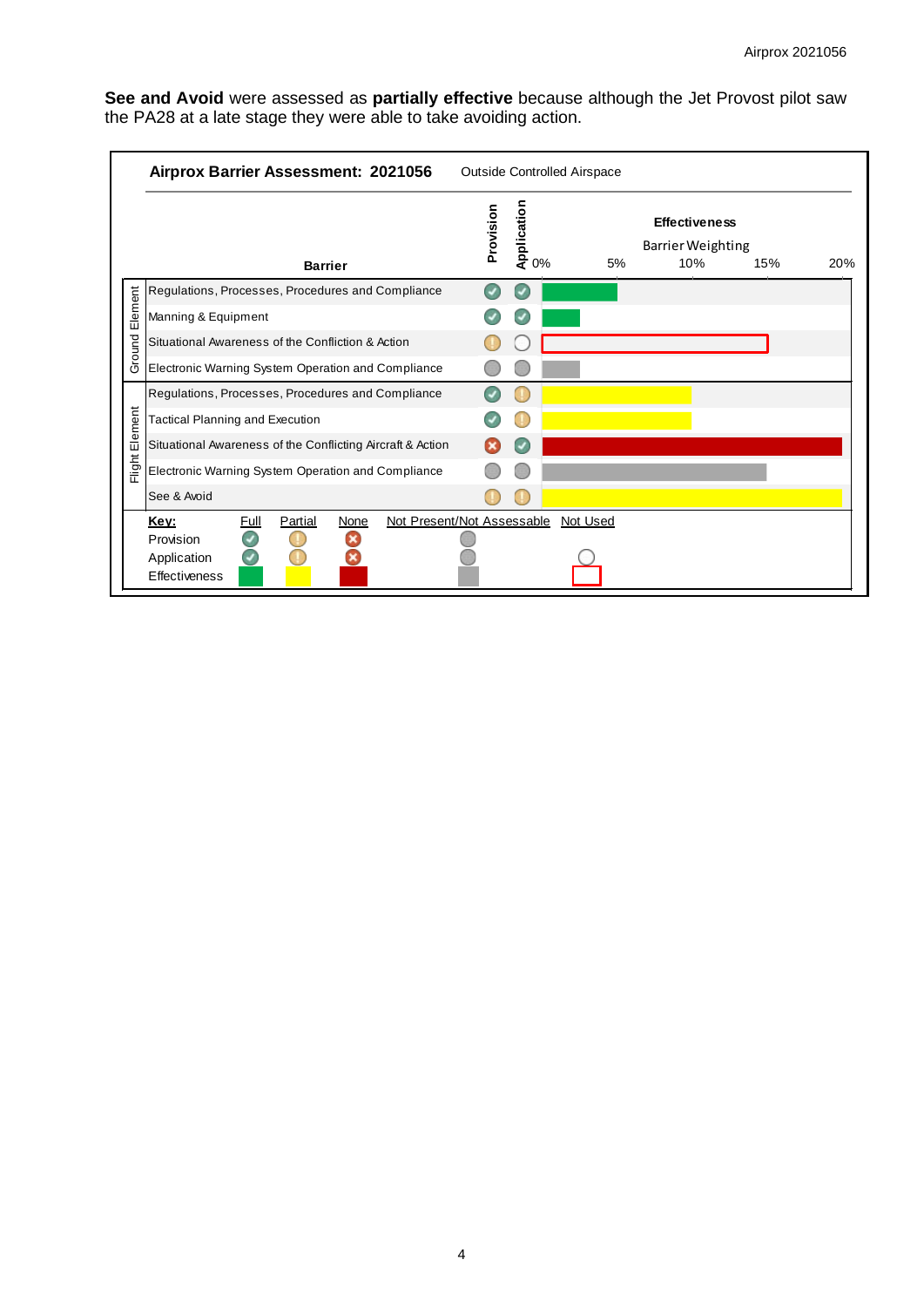**See and Avoid** were assessed as **partially effective** because although the Jet Provost pilot saw the PA28 at a late stage they were able to take avoiding action.

**Airprox Barrier Assessment: 2021056**

Outside Controlled Airspace

Barrier

Provision

Application

Effectiveness

Barrier Weighting

0%

5%

10%

15%

20%

Ground Element

Regulations, Processes, Procedures and Compliance

Manning & Equipment

Situational Awareness of the Confliction & Action

Electronic Warning System Operation and Compliance

Flight Element

Regulations, Processes, Procedures and Compliance

Tactical Planning and Execution

Situational Awareness of the Conflicting Aircraft & Action

Electronic Warning System Operation and Compliance

See & Avoid

Key:

Full

Partial

None

Not Present/Not Assessable

Not Used

Provision

Application

Effectiveness